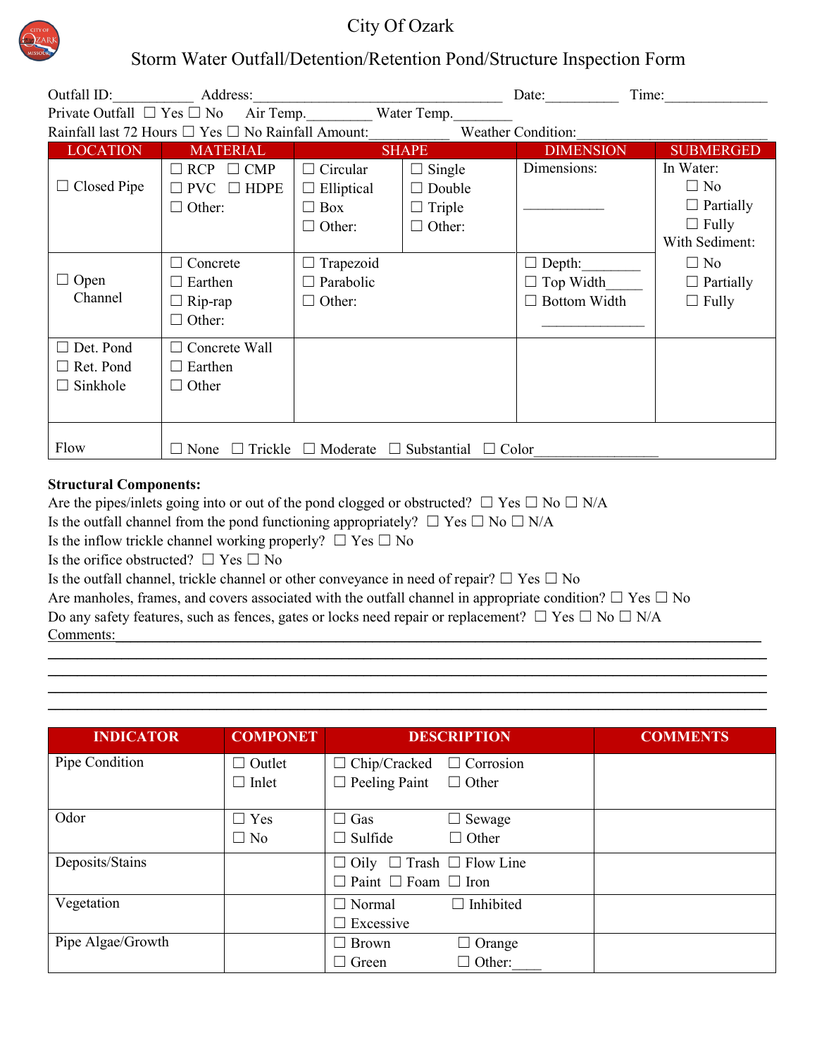# City Of Ozark

## Storm Water Outfall/Detention/Retention Pond/Structure Inspection Form

Outfall ID:___________ Address:___________________________________ Date:_________ Time:______________

Private Outfall ☐ Yes ☐ No Air Temp.________ Water Temp.________

Rainfall last 72 Hours ☐ Yes ☐ No Rainfall Amount:___________ Weather Condition:___________________________

| LOCATION | MATERIAL | SHAPE | | DIMENSION | SUBMERGED |
|---|---|---|---|---|---|
| ☐ Closed Pipe | ☐ RCP ☐ CMP<br>☐ PVC ☐ HDPE<br>☐ Other: | ☐ Circular<br>☐ Elliptical<br>☐ Box<br>☐ Other: | ☐ Single<br>☐ Double<br>☐ Triple<br>☐ Other: | Dimensions:<br><br>___________ | In Water:<br>☐ No<br>☐ Partially<br>☐ Fully<br>With Sediment:<br>☐ No<br>☐ Partially<br>☐ Fully |
| ☐ Open Channel | ☐ Concrete<br>☐ Earthen<br>☐ Rip-rap<br>☐ Other: | ☐ Trapezoid<br>☐ Parabolic<br>☐ Other: | | ☐ Depth:________<br>☐ Top Width_____<br>☐ Bottom Width<br>______________ | |
| ☐ Det. Pond<br>☐ Ret. Pond<br>☐ Sinkhole | ☐ Concrete Wall<br>☐ Earthen<br>☐ Other | | | | |
| Flow | ☐ None ☐ Trickle ☐ Moderate ☐ Substantial ☐ Color_________________ | | | | |

**Structural Components:**

Are the pipes/inlets going into or out of the pond clogged or obstructed? ☐ Yes ☐ No ☐ N/A

Is the outfall channel from the pond functioning appropriately? ☐ Yes ☐ No ☐ N/A

Is the inflow trickle channel working properly? ☐ Yes ☐ No

Is the orifice obstructed? ☐ Yes ☐ No

Is the outfall channel, trickle channel or other conveyance in need of repair? ☐ Yes ☐ No

Are manholes, frames, and covers associated with the outfall channel in appropriate condition? ☐ Yes ☐ No

Do any safety features, such as fences, gates or locks need repair or replacement? ☐ Yes ☐ No ☐ N/A

Comments:_____________________________________________________________________________________

______________________________________________________________________________________________

______________________________________________________________________________________________

______________________________________________________________________________________________

______________________________________________________________________________________________

| INDICATOR | COMPONET | DESCRIPTION | COMMENTS |
|---|---|---|---|
| Pipe Condition | ☐ Outlet<br>☐ Inlet | ☐ Chip/Cracked ☐ Corrosion<br>☐ Peeling Paint ☐ Other | |
| Odor | ☐ Yes<br>☐ No | ☐ Gas ☐ Sewage<br>☐ Sulfide ☐ Other | |
| Deposits/Stains | | ☐ Oily ☐ Trash ☐ Flow Line<br>☐ Paint ☐ Foam ☐ Iron | |
| Vegetation | | ☐ Normal ☐ Inhibited<br>☐ Excessive | |
| Pipe Algae/Growth | | ☐ Brown ☐ Orange<br>☐ Green ☐ Other:____ | |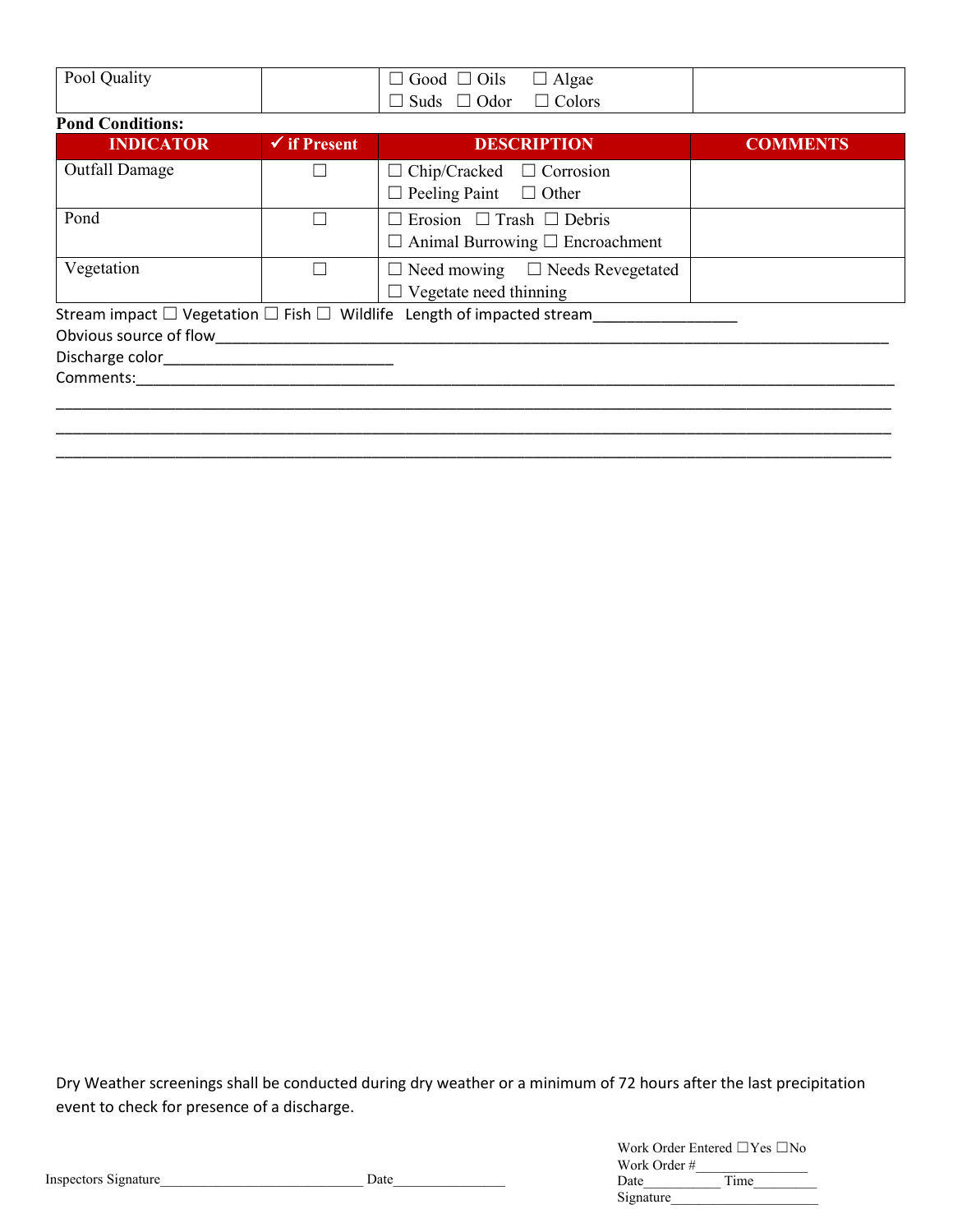| | | | |
|---|---|---|---|
| Pool Quality | | ☐ Good ☐ Oils ☐ Algae<br>☐ Suds ☐ Odor ☐ Colors | |

**Pond Conditions:**

| INDICATOR | ✓ if Present | DESCRIPTION | COMMENTS |
|---|---|---|---|
| Outfall Damage | ☐ | ☐ Chip/Cracked ☐ Corrosion<br>☐ Peeling Paint ☐ Other | |
| Pond | ☐ | ☐ Erosion ☐ Trash ☐ Debris<br>☐ Animal Burrowing ☐ Encroachment | |
| Vegetation | ☐ | ☐ Need mowing ☐ Needs Revegetated<br>☐ Vegetate need thinning | |

Stream impact ☐ Vegetation ☐ Fish ☐ Wildlife Length of impacted stream_________________

Obvious source of flow_____________________________________________________________________________________

Discharge color___________________________

Comments:_________________________________________________________________________________________________

_________________________________________________________________________________________________________

_________________________________________________________________________________________________________

_________________________________________________________________________________________________________

Dry Weather screenings shall be conducted during dry weather or a minimum of 72 hours after the last precipitation event to check for presence of a discharge.

Inspectors Signature_____________________________ Date________________

Work Order Entered ☐Yes ☐No
Work Order #_________________
Date___________ Time_________
Signature_____________________